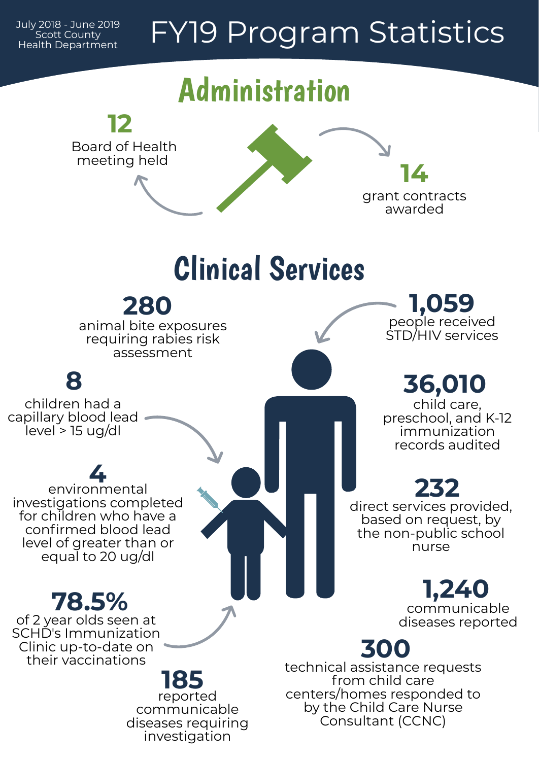July 2018 - June 2019
Scott County
Health Department

# FY19 Program Statistics

## Administration

**12**
Board of Health meeting held

**14**
grant contracts awarded

## Clinical Services

**280**
animal bite exposures requiring rabies risk assessment

**1,059**
people received STD/HIV services

**8**
children had a capillary blood lead level > 15 ug/dl

**36,010**
child care, preschool, and K-12 immunization records audited

**4**
environmental investigations completed for children who have a confirmed blood lead level of greater than or equal to 20 ug/dl

**232**
direct services provided, based on request, by the non-public school nurse

**78.5%**
of 2 year olds seen at SCHD's Immunization Clinic up-to-date on their vaccinations

**1,240**
communicable diseases reported

**300**
technical assistance requests from child care centers/homes responded to by the Child Care Nurse Consultant (CCNC)

**185**
reported communicable diseases requiring investigation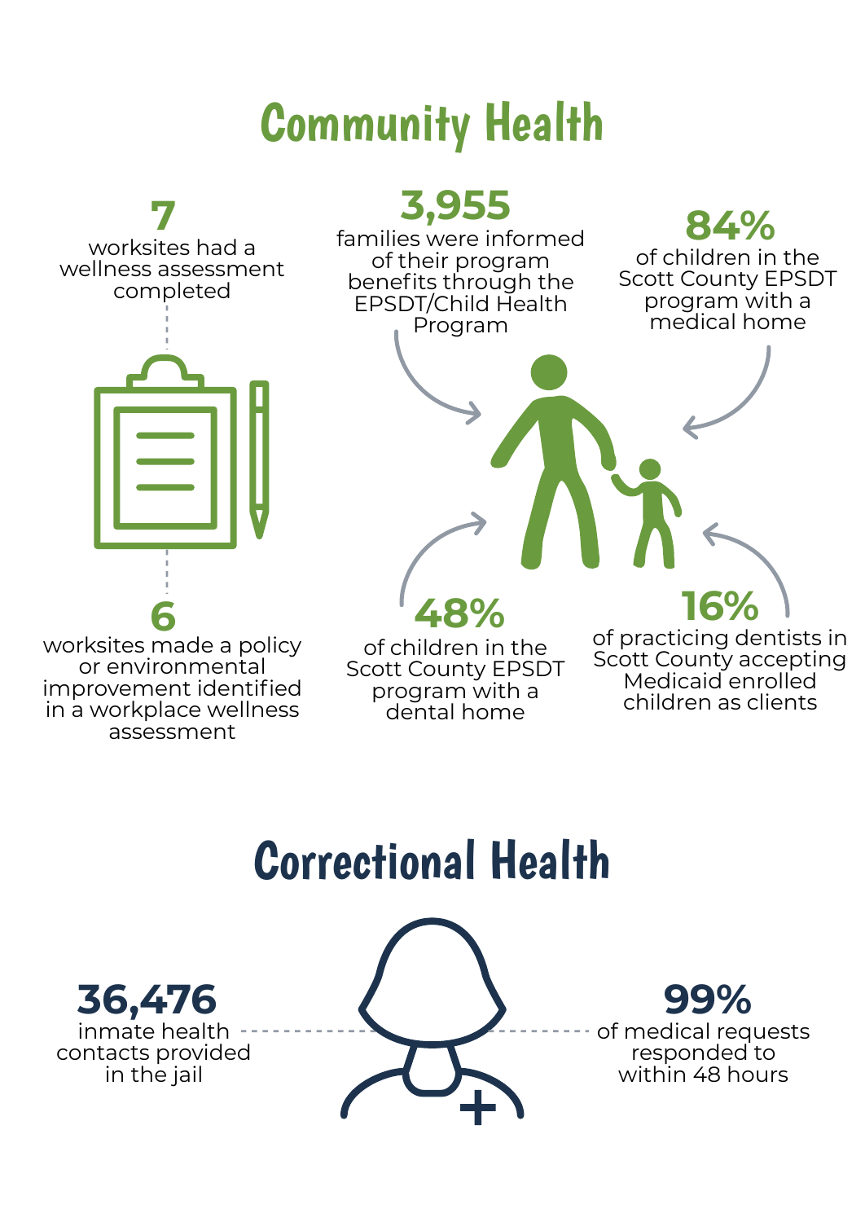# Community Health

**7**
worksites had a wellness assessment completed

**6**
worksites made a policy or environmental improvement identified in a workplace wellness assessment

**3,955**
families were informed of their program benefits through the EPSDT/Child Health Program

**84%**
of children in the Scott County EPSDT program with a medical home

**48%**
of children in the Scott County EPSDT program with a dental home

**16%**
of practicing dentists in Scott County accepting Medicaid enrolled children as clients

# Correctional Health

**36,476**
inmate health contacts provided in the jail

**99%**
of medical requests responded to within 48 hours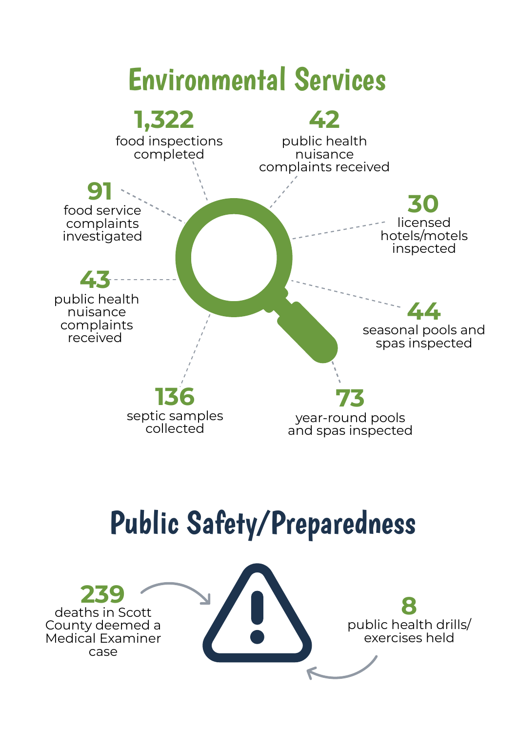# Environmental Services

**1,322**
food inspections completed

**42**
public health nuisance complaints received

**91**
food service complaints investigated

**30**
licensed hotels/motels inspected

**43**
public health nuisance complaints received

**44**
seasonal pools and spas inspected

**136**
septic samples collected

**73**
year-round pools and spas inspected

# Public Safety/Preparedness

**239**
deaths in Scott County deemed a Medical Examiner case

**8**
public health drills/exercises held